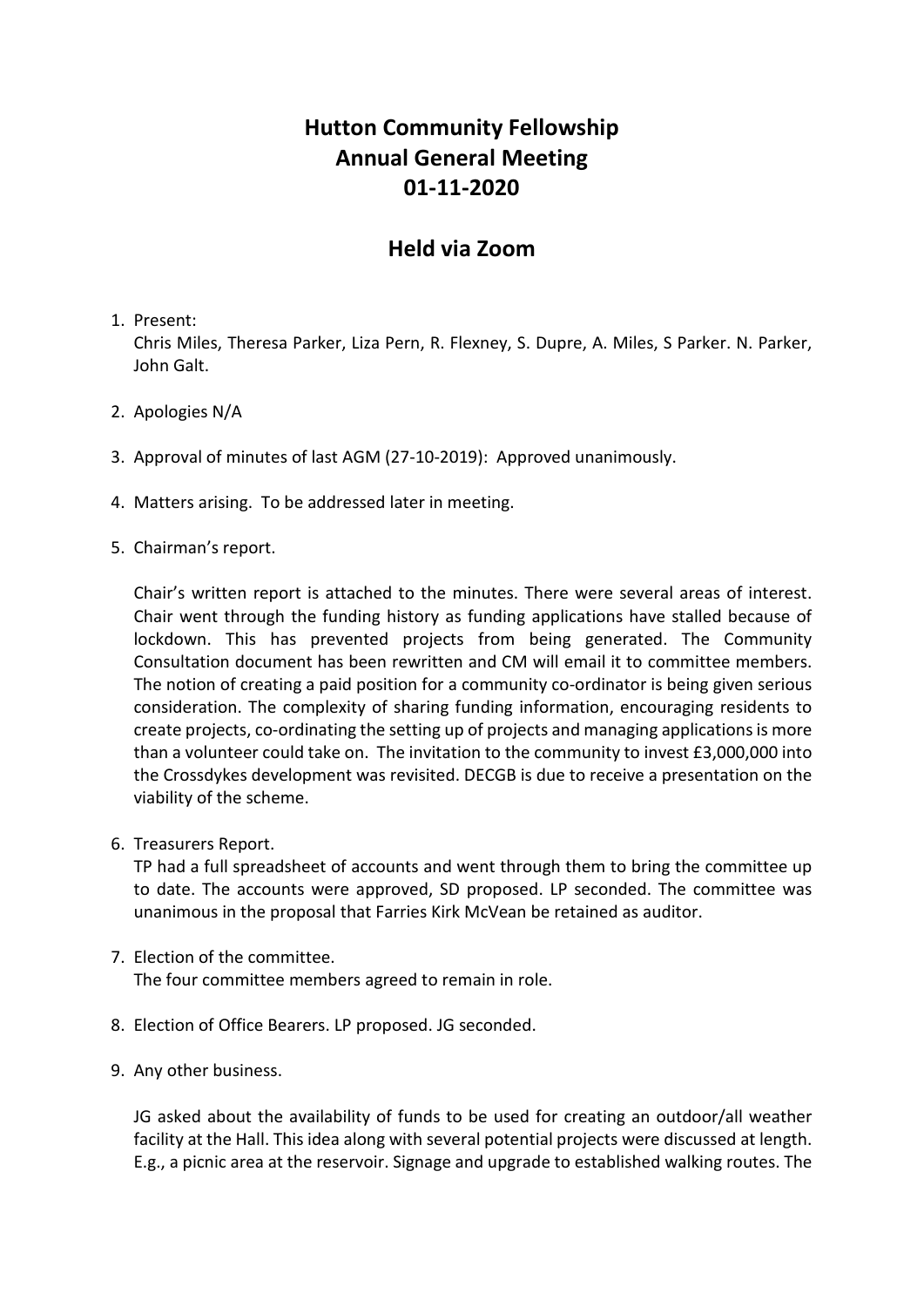# Hutton Community Fellowship
# Annual General Meeting
# 01-11-2020

## Held via Zoom

1. Present:
   Chris Miles, Theresa Parker, Liza Pern, R. Flexney, S. Dupre, A. Miles, S Parker. N. Parker, John Galt.

2. Apologies N/A

3. Approval of minutes of last AGM (27-10-2019): Approved unanimously.

4. Matters arising. To be addressed later in meeting.

5. Chairman's report.

   Chair's written report is attached to the minutes. There were several areas of interest. Chair went through the funding history as funding applications have stalled because of lockdown. This has prevented projects from being generated. The Community Consultation document has been rewritten and CM will email it to committee members. The notion of creating a paid position for a community co-ordinator is being given serious consideration. The complexity of sharing funding information, encouraging residents to create projects, co-ordinating the setting up of projects and managing applications is more than a volunteer could take on. The invitation to the community to invest £3,000,000 into the Crossdykes development was revisited. DECGB is due to receive a presentation on the viability of the scheme.

6. Treasurers Report.
   TP had a full spreadsheet of accounts and went through them to bring the committee up to date. The accounts were approved, SD proposed. LP seconded. The committee was unanimous in the proposal that Farries Kirk McVean be retained as auditor.

7. Election of the committee.
   The four committee members agreed to remain in role.

8. Election of Office Bearers. LP proposed. JG seconded.

9. Any other business.

   JG asked about the availability of funds to be used for creating an outdoor/all weather facility at the Hall. This idea along with several potential projects were discussed at length. E.g., a picnic area at the reservoir. Signage and upgrade to established walking routes. The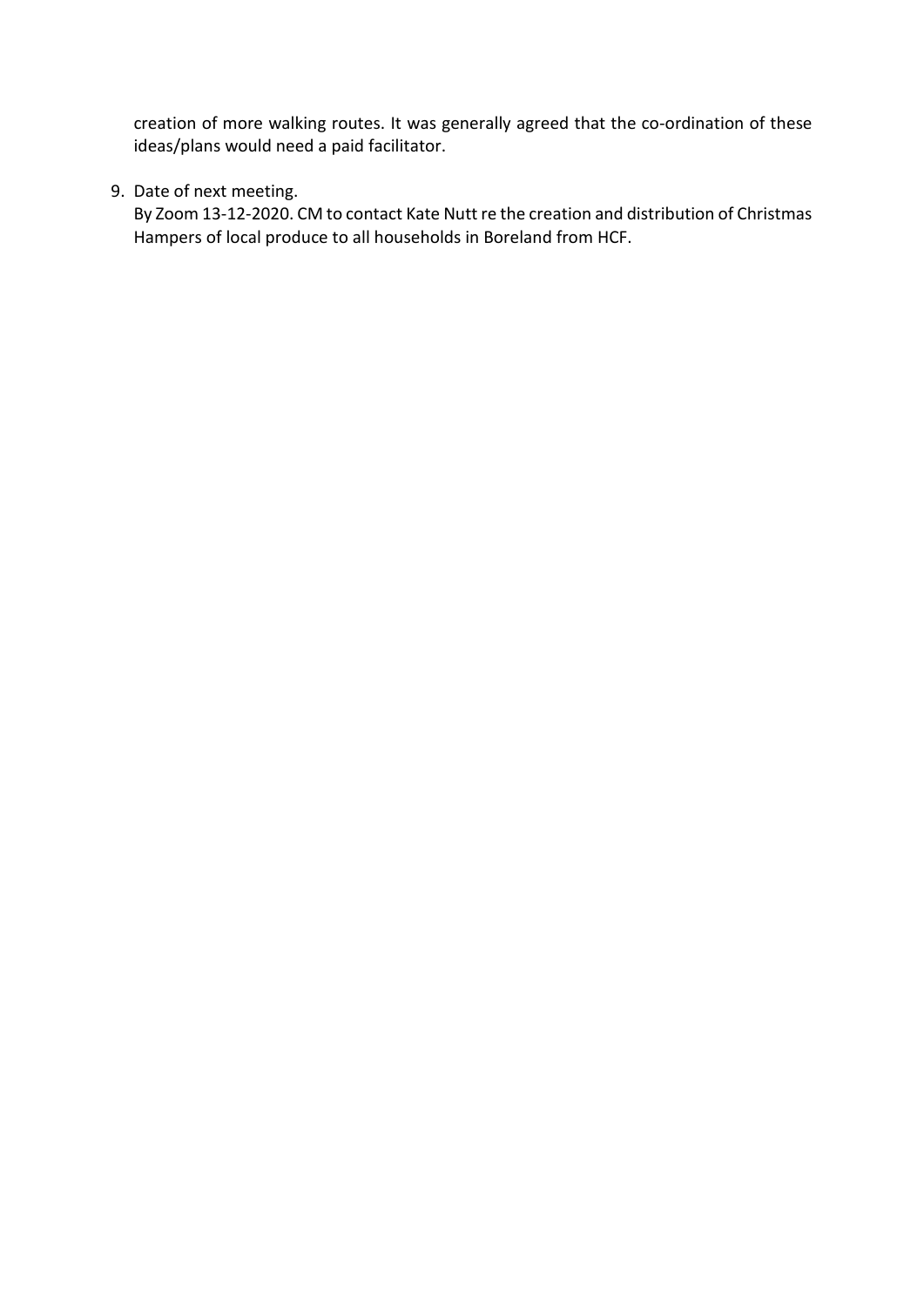creation of more walking routes. It was generally agreed that the co-ordination of these ideas/plans would need a paid facilitator.

9. Date of next meeting.
   By Zoom 13-12-2020. CM to contact Kate Nutt re the creation and distribution of Christmas Hampers of local produce to all households in Boreland from HCF.